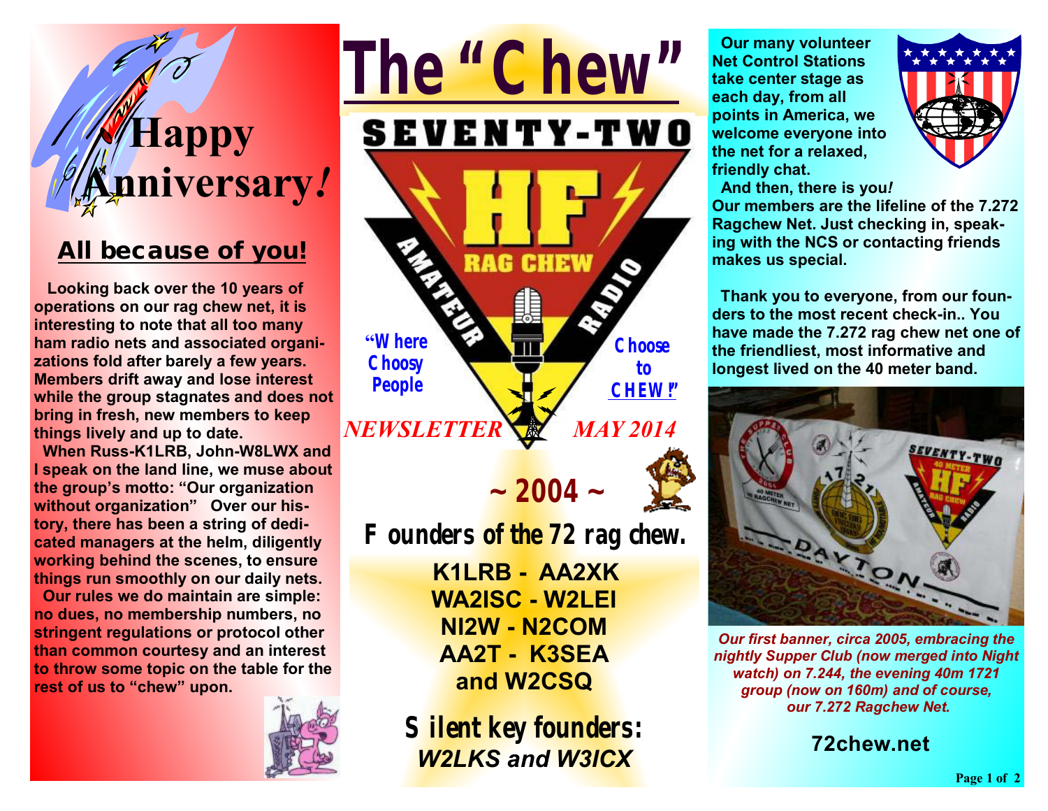# The "Chew"

SEVENTY-TWO

"Where Choosy People Choose to CHEW!"

*NEWSLETTER* *MAY 2014*

## Happy Anniversary!

### All because of you!

**Looking back over the 10 years of operations on our rag chew net, it is interesting to note that all too many ham radio nets and associated organizations fold after barely a few years. Members drift away and lose interest while the group stagnates and does not bring in fresh, new members to keep things lively and up to date.**

**When Russ-K1LRB, John-W8LWX and I speak on the land line, we muse about the group's motto: "Our organization without organization" Over our history, there has been a string of dedicated managers at the helm, diligently working behind the scenes, to ensure things run smoothly on our daily nets.**

**Our rules we do maintain are simple: no dues, no membership numbers, no stringent regulations or protocol other than common courtesy and an interest to throw some topic on the table for the rest of us to "chew" upon.**

## ~ 2004 ~

### Founders of the 72 rag chew.

**K1LRB - AA2XK**
**WA2ISC - W2LEI**
**NI2W - N2COM**
**AA2T - K3SEA**
**and W2CSQ**

### Silent key founders:

***W2LKS and W3ICX***

**Our many volunteer Net Control Stations take center stage as each day, from all points in America, we welcome everyone into the net for a relaxed, friendly chat.**

**And then, there is you!**

**Our members are the lifeline of the 7.272 Ragchew Net. Just checking in, speaking with the NCS or contacting friends makes us special.**

**Thank you to everyone, from our founders to the most recent check-in.. You have made the 7.272 rag chew net one of the friendliest, most informative and longest lived on the 40 meter band.**

*Our first banner, circa 2005, embracing the nightly Supper Club (now merged into Night watch) on 7.244, the evening 40m 1721 group (now on 160m) and of course, our 7.272 Ragchew Net.*

**72chew.net**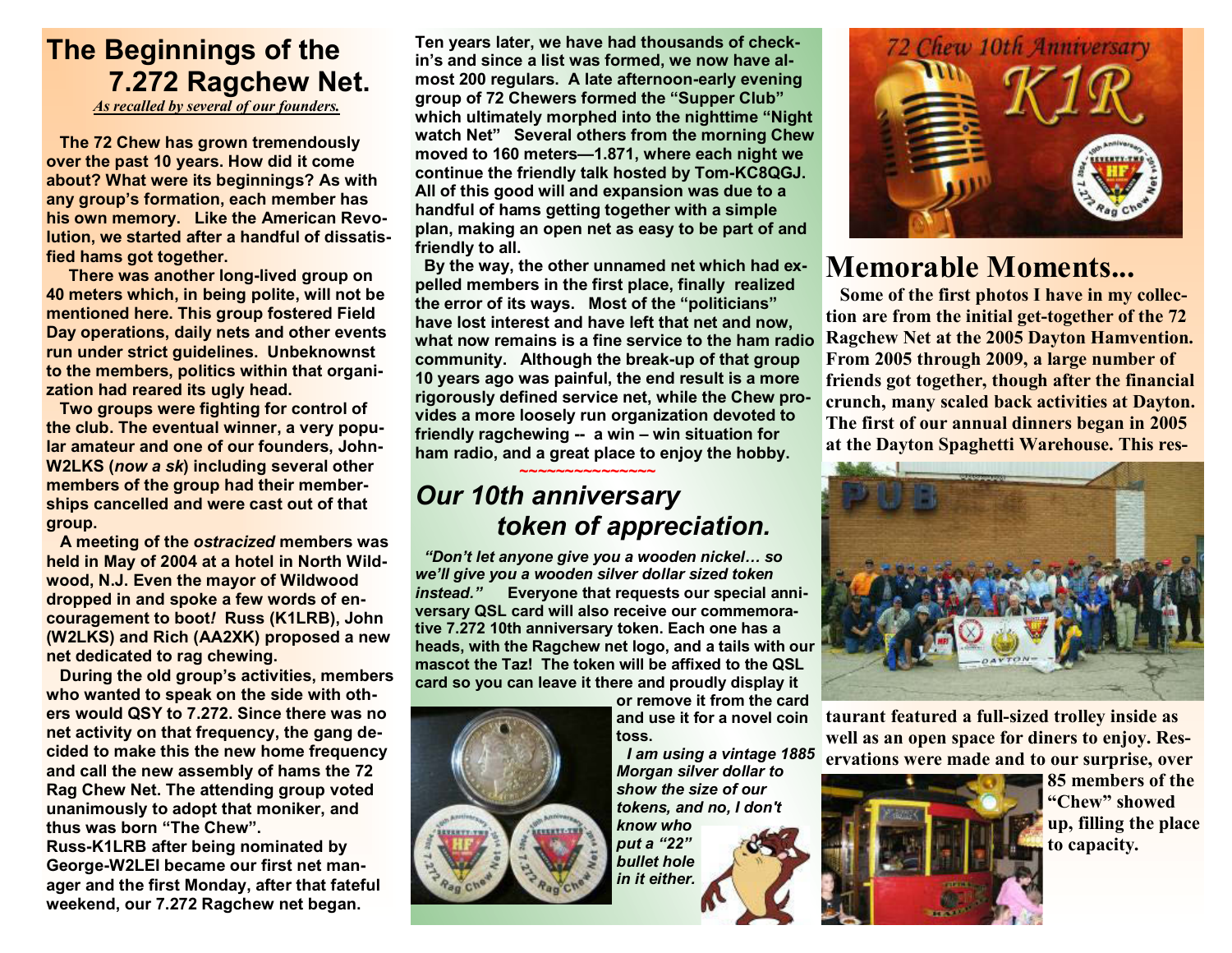# The Beginnings of the 7.272 Ragchew Net.

*As recalled by several of our founders.*

**The 72 Chew has grown tremendously over the past 10 years. How did it come about? What were its beginnings? As with any group's formation, each member has his own memory. Like the American Revolution, we started after a handful of dissatisfied hams got together.**

**There was another long-lived group on 40 meters which, in being polite, will not be mentioned here. This group fostered Field Day operations, daily nets and other events run under strict guidelines. Unbeknownst to the members, politics within that organization had reared its ugly head.**

**Two groups were fighting for control of the club. The eventual winner, a very popular amateur and one of our founders, John-W2LKS (*now a sk*) including several other members of the group had their memberships cancelled and were cast out of that group.**

**A meeting of the *ostracized* members was held in May of 2004 at a hotel in North Wildwood, N.J. Even the mayor of Wildwood dropped in and spoke a few words of encouragement to boot! Russ (K1LRB), John (W2LKS) and Rich (AA2XK) proposed a new net dedicated to rag chewing.**

**During the old group's activities, members who wanted to speak on the side with others would QSY to 7.272. Since there was no net activity on that frequency, the gang decided to make this the new home frequency and call the new assembly of hams the 72 Rag Chew Net. The attending group voted unanimously to adopt that moniker, and thus was born "The Chew".**

**Russ-K1LRB after being nominated by George-W2LEI became our first net manager and the first Monday, after that fateful weekend, our 7.272 Ragchew net began.**

**Ten years later, we have had thousands of check-in's and since a list was formed, we now have almost 200 regulars. A late afternoon-early evening group of 72 Chewers formed the "Supper Club" which ultimately morphed into the nighttime "Night watch Net" Several others from the morning Chew moved to 160 meters—1.871, where each night we continue the friendly talk hosted by Tom-KC8QGJ. All of this good will and expansion was due to a handful of hams getting together with a simple plan, making an open net as easy to be part of and friendly to all.**

**By the way, the other unnamed net which had expelled members in the first place, finally realized the error of its ways. Most of the "politicians" have lost interest and have left that net and now, what now remains is a fine service to the ham radio community. Although the break-up of that group 10 years ago was painful, the end result is a more rigorously defined service net, while the Chew provides a more loosely run organization devoted to friendly ragchewing -- a win – win situation for ham radio, and a great place to enjoy the hobby.**

~~~~~~~~~~~~~~~

## *Our 10th anniversary token of appreciation.*

***"Don't let anyone give you a wooden nickel… so we'll give you a wooden silver dollar sized token instead."*** **Everyone that requests our special anniversary QSL card will also receive our commemorative 7.272 10th anniversary token. Each one has a heads, with the Ragchew net logo, and a tails with our mascot the Taz! The token will be affixed to the QSL card so you can leave it there and proudly display it or remove it from the card and use it for a novel coin toss.**

***I am using a vintage 1885 Morgan silver dollar to show the size of our tokens, and no, I don't know who put a "22" bullet hole in it either.***

72 Chew 10th Anniversary K1R

# Memorable Moments...

**Some of the first photos I have in my collection are from the initial get-together of the 72 Ragchew Net at the 2005 Dayton Hamvention. From 2005 through 2009, a large number of friends got together, though after the financial crunch, many scaled back activities at Dayton. The first of our annual dinners began in 2005 at the Dayton Spaghetti Warehouse. This restaurant featured a full-sized trolley inside as well as an open space for diners to enjoy. Reservations were made and to our surprise, over 85 members of the "Chew" showed up, filling the place to capacity.**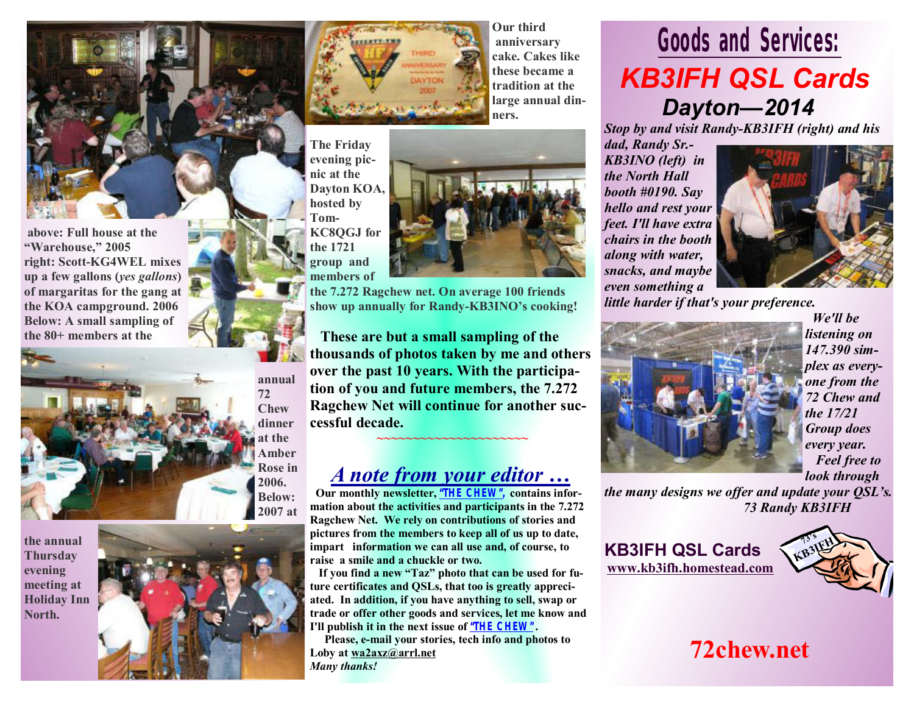above: Full house at the "Warehouse," 2005
right: Scott-KG4WEL mixes up a few gallons (*yes gallons*) of margaritas for the gang at the KOA campground. 2006
Below: A small sampling of the 80+ members at the annual 72 Chew dinner at the Amber Rose in 2006.
Below: 2007 at the annual Thursday evening meeting at Holiday Inn North.

**Our third anniversary cake. Cakes like these became a tradition at the large annual dinners.**

**The Friday evening picnic at the Dayton KOA, hosted by Tom-KC8QGJ for the 1721 group and members of the 7.272 Ragchew net. On average 100 friends show up annually for Randy-KB3INO's cooking!**

**These are but a small sampling of the thousands of photos taken by me and others over the past 10 years. With the participation of you and future members, the 7.272 Ragchew Net will continue for another successful decade.**

~~~~~~~~~~~~~~~~~~~~~~

## *A note from your editor …*

**Our monthly newsletter, "THE CHEW", contains information about the activities and participants in the 7.272 Ragchew Net. We rely on contributions of stories and pictures from the members to keep all of us up to date, impart information we can all use and, of course, to raise a smile and a chuckle or two.**

**If you find a new "Taz" photo that can be used for future certificates and QSLs, that too is greatly appreciated. In addition, if you have anything to sell, swap or trade or offer other goods and services, let me know and I'll publish it in the next issue of "THE CHEW".**

**Please, e-mail your stories, tech info and photos to Loby at wa2axz@arrl.net**
***Many thanks!***

# Goods and Services:

## *KB3IFH QSL Cards*

### *Dayton—2014*

***Stop by and visit Randy-KB3IFH (right) and his dad, Randy Sr.-KB3INO (left) in the North Hall booth #0190. Say hello and rest your feet. I'll have extra chairs in the booth along with water, snacks, and maybe even something a little harder if that's your preference.***

***We'll be listening on 147.390 simplex as everyone from the 72 Chew and the 17/21 Group does every year.***

***Feel free to look through the many designs we offer and update your QSL's.***
***73 Randy KB3IFH***

**KB3IFH QSL Cards**
**www.kb3ifh.homestead.com**

**72chew.net**